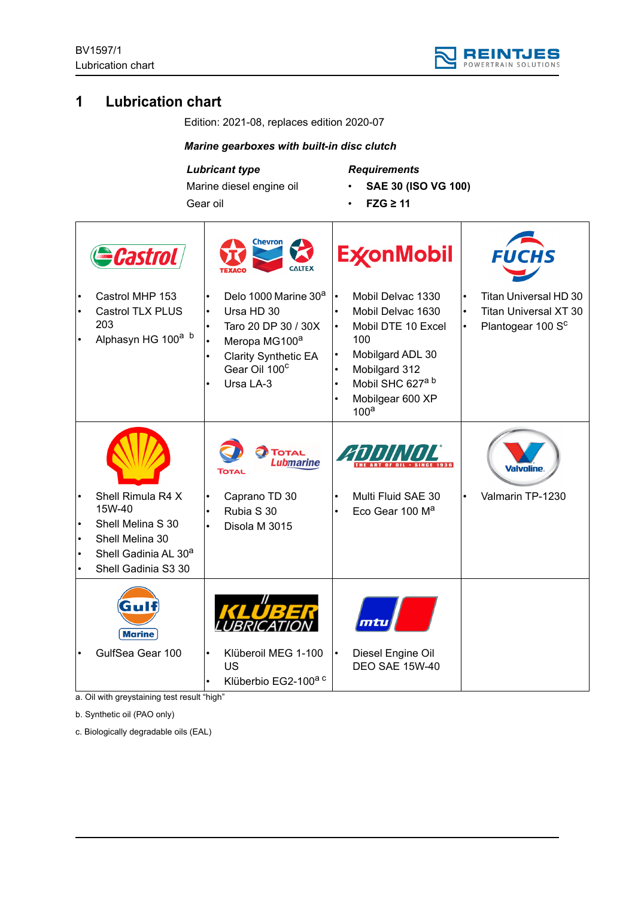# 1 Lubrication chart

Edition: 2021-08, replaces edition 2020-07

***Marine gearboxes with built-in disc clutch***

| *Lubricant type* | *Requirements* |
|---|---|
| Marine diesel engine oil | • **SAE 30 (ISO VG 100)** |
| Gear oil | • **FZG ≥ 11** |

| Castrol | Texaco / Chevron / Caltex | ExxonMobil | Fuchs |
|---|---|---|---|
| • Castrol MHP 153<br>• Castrol TLX PLUS 203<br>• Alphasyn HG 100[a] [b] | • Delo 1000 Marine 30[a]<br>• Ursa HD 30<br>• Taro 20 DP 30 / 30X<br>• Meropa MG100[a]<br>• Clarity Synthetic EA Gear Oil 100[c]<br>• Ursa LA-3 | • Mobil Delvac 1330<br>• Mobil Delvac 1630<br>• Mobil DTE 10 Excel 100<br>• Mobilgard ADL 30<br>• Mobilgard 312<br>• Mobil SHC 627[a] [b]<br>• Mobilgear 600 XP 100[a] | • Titan Universal HD 30<br>• Titan Universal XT 30<br>• Plantogear 100 S[c] |
| **Shell** | **Total / Total Lubmarine** | **Addinol** | **Valvoline** |
| • Shell Rimula R4 X 15W-40<br>• Shell Melina S 30<br>• Shell Melina 30<br>• Shell Gadinia AL 30[a]<br>• Shell Gadinia S3 30 | • Caprano TD 30<br>• Rubia S 30<br>• Disola M 3015 | • Multi Fluid SAE 30<br>• Eco Gear 100 M[a] | • Valmarin TP-1230 |
| **Gulf Marine** | **Klüber Lubrication** | **mtu** | |
| • GulfSea Gear 100 | • Klüberoil MEG 1-100 US<br>• Klüberbio EG2-100[a] [c] | • Diesel Engine Oil DEO SAE 15W-40 | |

a. Oil with greystaining test result "high"

b. Synthetic oil (PAO only)

c. Biologically degradable oils (EAL)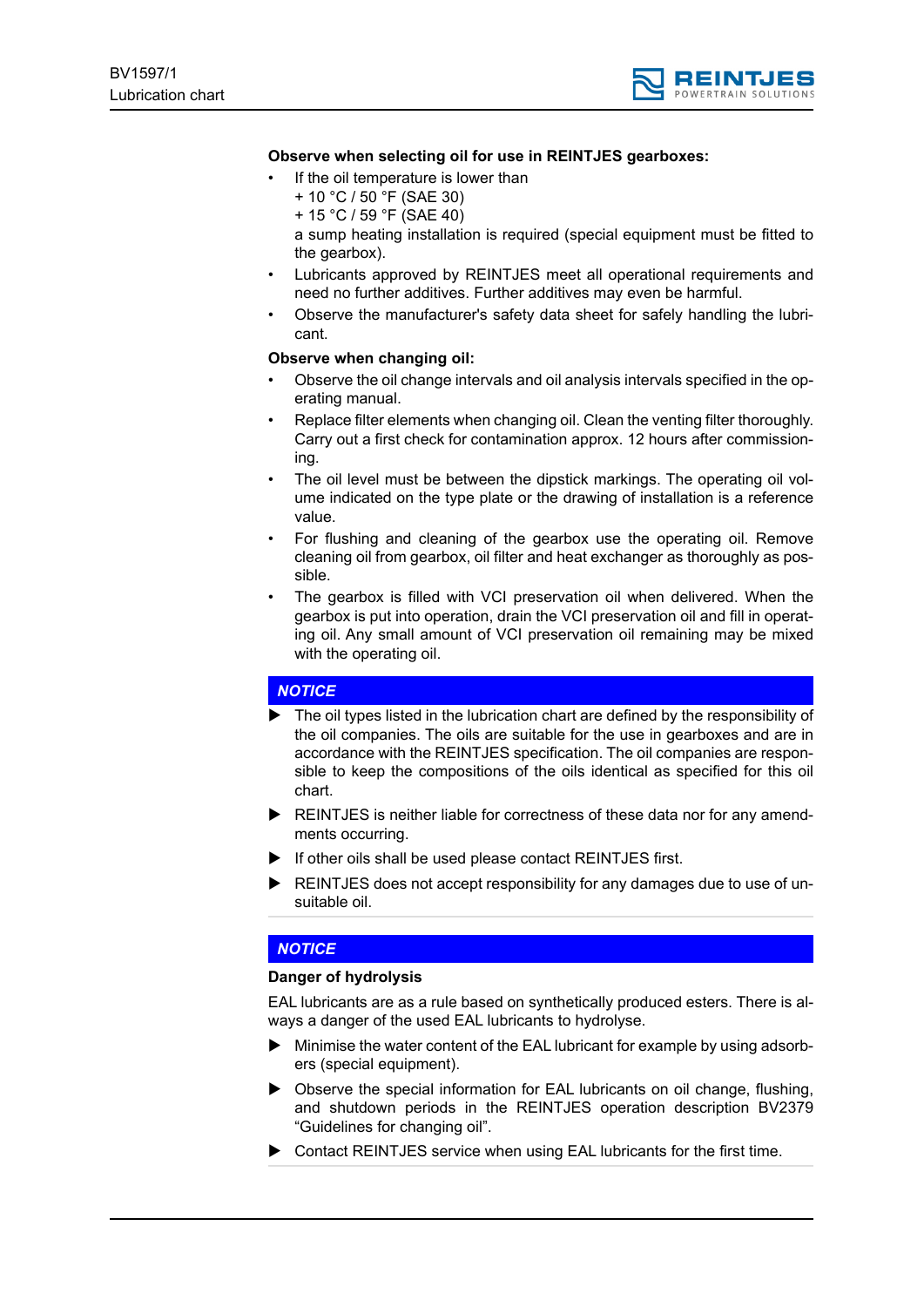**Observe when selecting oil for use in REINTJES gearboxes:**

- If the oil temperature is lower than
  + 10 °C / 50 °F (SAE 30)
  + 15 °C / 59 °F (SAE 40)
  a sump heating installation is required (special equipment must be fitted to the gearbox).
- Lubricants approved by REINTJES meet all operational requirements and need no further additives. Further additives may even be harmful.
- Observe the manufacturer's safety data sheet for safely handling the lubricant.

**Observe when changing oil:**

- Observe the oil change intervals and oil analysis intervals specified in the operating manual.
- Replace filter elements when changing oil. Clean the venting filter thoroughly. Carry out a first check for contamination approx. 12 hours after commissioning.
- The oil level must be between the dipstick markings. The operating oil volume indicated on the type plate or the drawing of installation is a reference value.
- For flushing and cleaning of the gearbox use the operating oil. Remove cleaning oil from gearbox, oil filter and heat exchanger as thoroughly as possible.
- The gearbox is filled with VCI preservation oil when delivered. When the gearbox is put into operation, drain the VCI preservation oil and fill in operating oil. Any small amount of VCI preservation oil remaining may be mixed with the operating oil.

***NOTICE***

- ▶ The oil types listed in the lubrication chart are defined by the responsibility of the oil companies. The oils are suitable for the use in gearboxes and are in accordance with the REINTJES specification. The oil companies are responsible to keep the compositions of the oils identical as specified for this oil chart.
- ▶ REINTJES is neither liable for correctness of these data nor for any amendments occurring.
- ▶ If other oils shall be used please contact REINTJES first.
- ▶ REINTJES does not accept responsibility for any damages due to use of unsuitable oil.

***NOTICE***

**Danger of hydrolysis**

EAL lubricants are as a rule based on synthetically produced esters. There is always a danger of the used EAL lubricants to hydrolyse.

- ▶ Minimise the water content of the EAL lubricant for example by using adsorbers (special equipment).
- ▶ Observe the special information for EAL lubricants on oil change, flushing, and shutdown periods in the REINTJES operation description BV2379 "Guidelines for changing oil".
- ▶ Contact REINTJES service when using EAL lubricants for the first time.